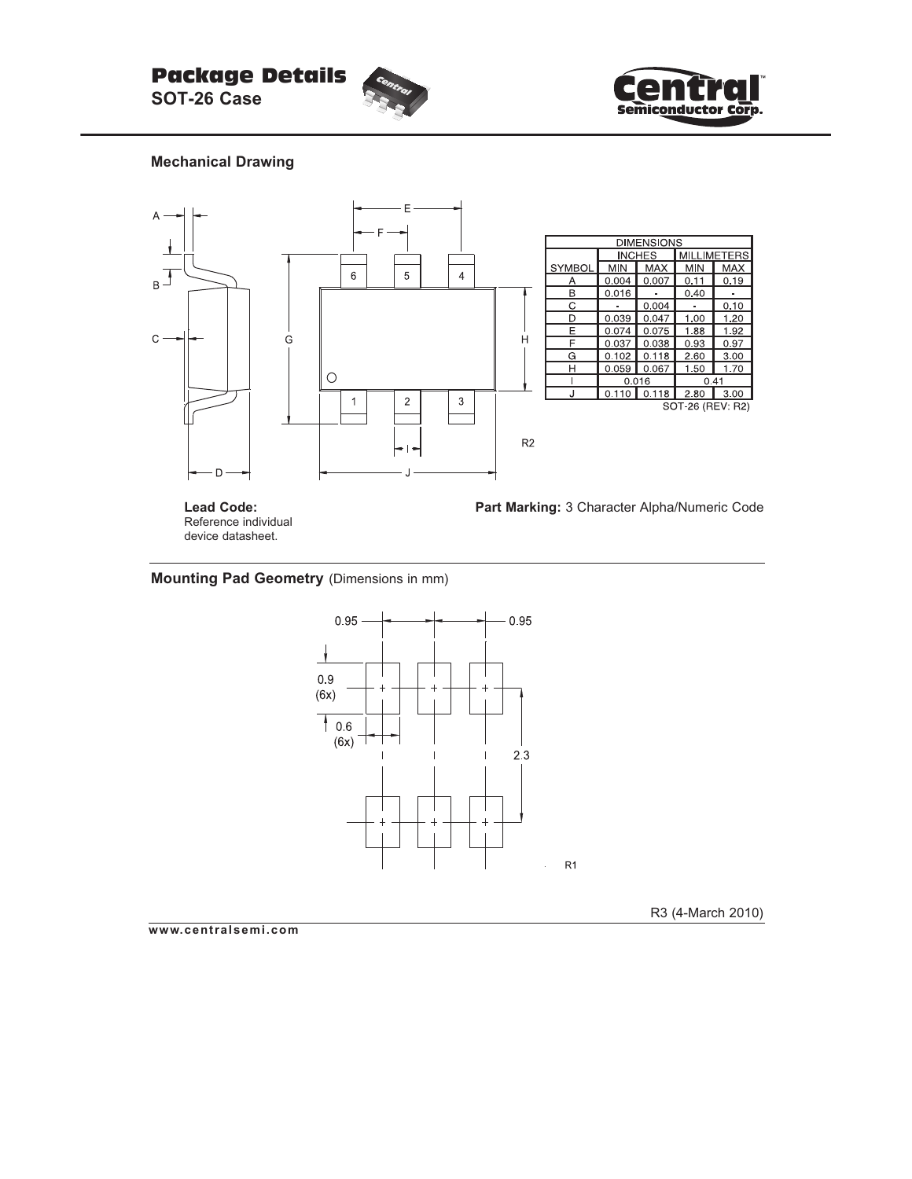# Package Details

**SOT-26 Case**

## Mechanical Drawing

| DIMENSIONS | | | | |
|---|---|---|---|---|
| | INCHES | | MILLIMETERS | |
| SYMBOL | MIN | MAX | MIN | MAX |
| A | 0.004 | 0.007 | 0.11 | 0.19 |
| B | 0.016 | - | 0.40 | - |
| C | - | 0.004 | - | 0.10 |
| D | 0.039 | 0.047 | 1.00 | 1.20 |
| E | 0.074 | 0.075 | 1.88 | 1.92 |
| F | 0.037 | 0.038 | 0.93 | 0.97 |
| G | 0.102 | 0.118 | 2.60 | 3.00 |
| H | 0.059 | 0.067 | 1.50 | 1.70 |
| I | 0.016 | | 0.41 | |
| J | 0.110 | 0.118 | 2.80 | 3.00 |

SOT-26 (REV: R2)

R2

**Lead Code:**
Reference individual device datasheet.

**Part Marking:** 3 Character Alpha/Numeric Code

## Mounting Pad Geometry (Dimensions in mm)

0.95, 0.95, 0.9 (6x), 0.6 (6x), 2.3

R1

R3 (4-March 2010)

www.centralsemi.com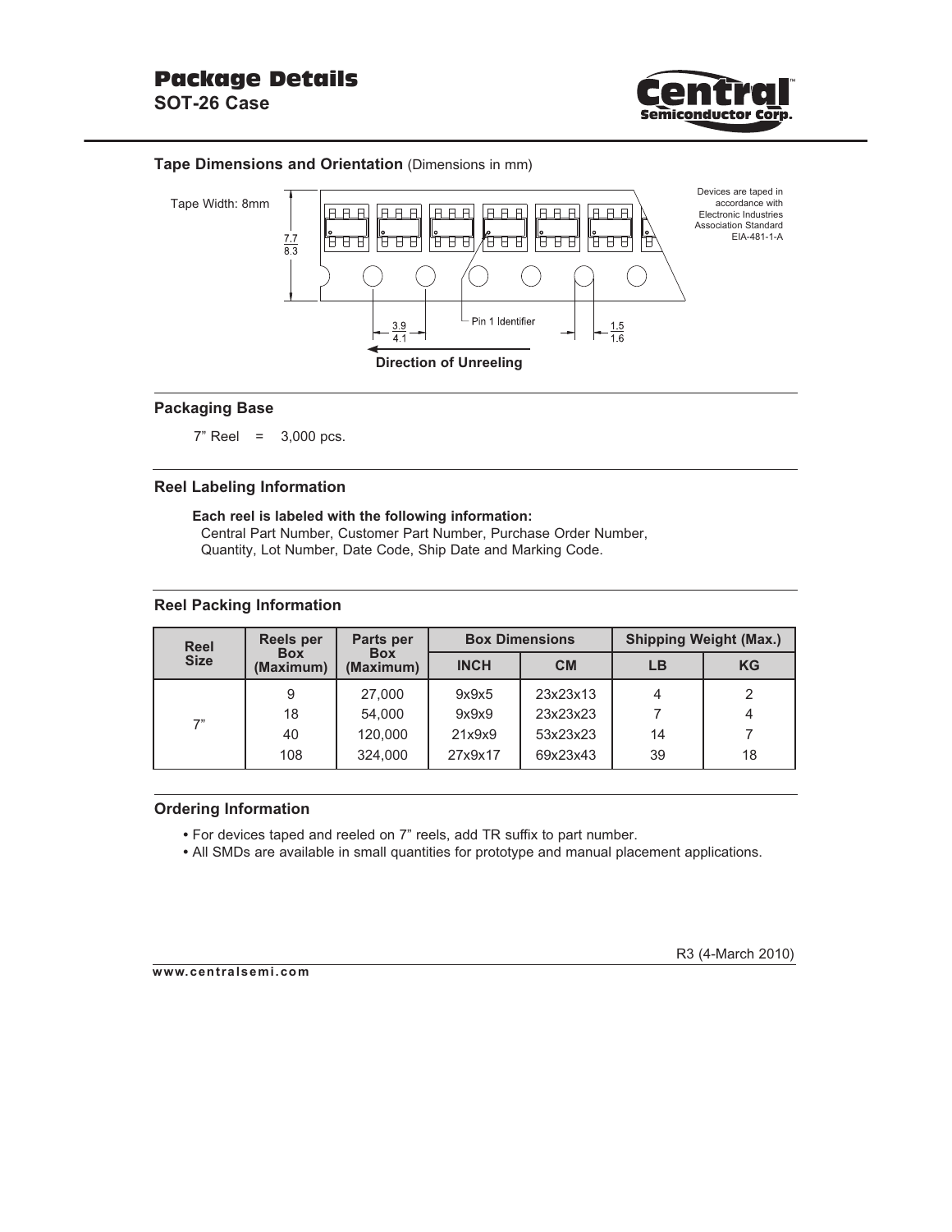# Package Details

## SOT-26 Case

### Tape Dimensions and Orientation (Dimensions in mm)

Tape Width: 8mm

7.7 / 8.3

3.9 / 4.1

Pin 1 Identifier

1.5 / 1.6

Direction of Unreeling

Devices are taped in accordance with Electronic Industries Association Standard EIA-481-1-A

### Packaging Base

7" Reel = 3,000 pcs.

### Reel Labeling Information

**Each reel is labeled with the following information:**
Central Part Number, Customer Part Number, Purchase Order Number, Quantity, Lot Number, Date Code, Ship Date and Marking Code.

### Reel Packing Information

| Reel Size | Reels per Box (Maximum) | Parts per Box (Maximum) | Box Dimensions | | Shipping Weight (Max.) | |
|---|---|---|---|---|---|---|
| | | | INCH | CM | LB | KG |
| 7" | 9 | 27,000 | 9x9x5 | 23x23x13 | 4 | 2 |
| | 18 | 54,000 | 9x9x9 | 23x23x23 | 7 | 4 |
| | 40 | 120,000 | 21x9x9 | 53x23x23 | 14 | 7 |
| | 108 | 324,000 | 27x9x17 | 69x23x43 | 39 | 18 |

### Ordering Information

- For devices taped and reeled on 7" reels, add TR suffix to part number.
- All SMDs are available in small quantities for prototype and manual placement applications.

R3 (4-March 2010)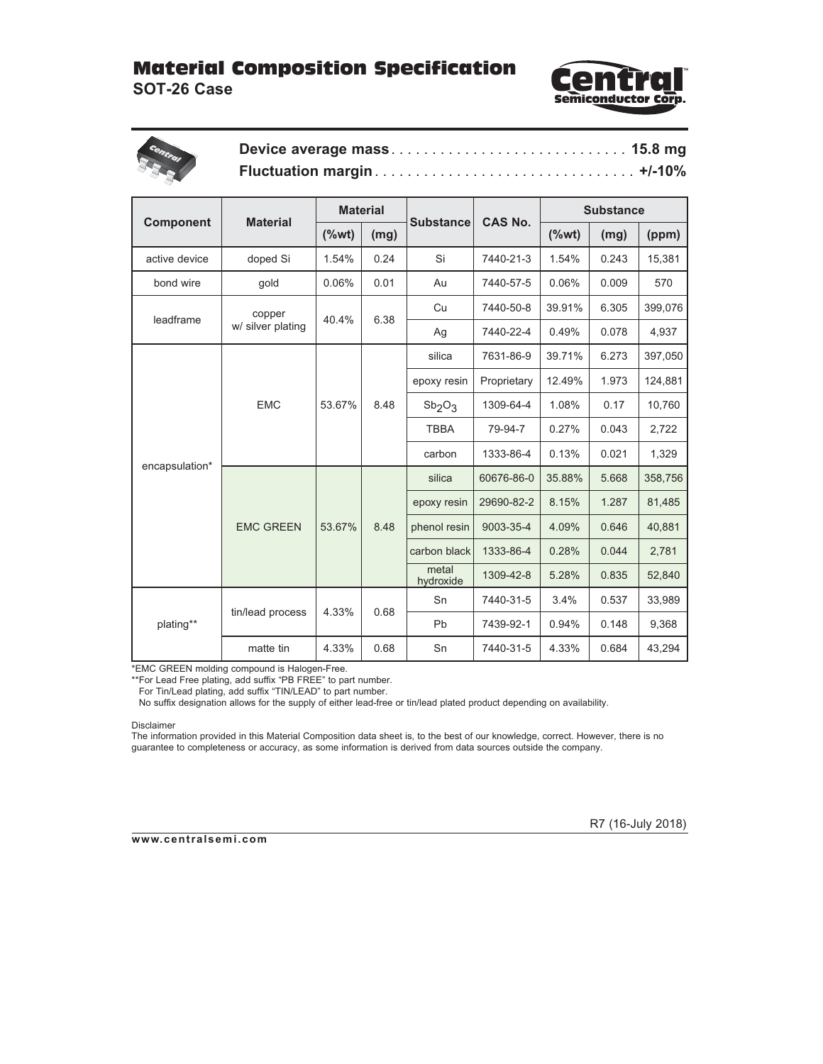# Material Composition Specification

## SOT-26 Case

**Device average mass............................. 15.8 mg**
**Fluctuation margin................................ +/-10%**

| Component | Material | Material | | Substance | CAS No. | Substance | | |
|---|---|---|---|---|---|---|---|---|
| | | (%wt) | (mg) | | | (%wt) | (mg) | (ppm) |
| active device | doped Si | 1.54% | 0.24 | Si | 7440-21-3 | 1.54% | 0.243 | 15,381 |
| bond wire | gold | 0.06% | 0.01 | Au | 7440-57-5 | 0.06% | 0.009 | 570 |
| leadframe | copper w/ silver plating | 40.4% | 6.38 | Cu | 7440-50-8 | 39.91% | 6.305 | 399,076 |
| | | | | Ag | 7440-22-4 | 0.49% | 0.078 | 4,937 |
| encapsulation* | EMC | 53.67% | 8.48 | silica | 7631-86-9 | 39.71% | 6.273 | 397,050 |
| | | | | epoxy resin | Proprietary | 12.49% | 1.973 | 124,881 |
| | | | | $Sb_2O_3$ | 1309-64-4 | 1.08% | 0.17 | 10,760 |
| | | | | TBBA | 79-94-7 | 0.27% | 0.043 | 2,722 |
| | | | | carbon | 1333-86-4 | 0.13% | 0.021 | 1,329 |
| | EMC GREEN | 53.67% | 8.48 | silica | 60676-86-0 | 35.88% | 5.668 | 358,756 |
| | | | | epoxy resin | 29690-82-2 | 8.15% | 1.287 | 81,485 |
| | | | | phenol resin | 9003-35-4 | 4.09% | 0.646 | 40,881 |
| | | | | carbon black | 1333-86-4 | 0.28% | 0.044 | 2,781 |
| | | | | metal hydroxide | 1309-42-8 | 5.28% | 0.835 | 52,840 |
| plating** | tin/lead process | 4.33% | 0.68 | Sn | 7440-31-5 | 3.4% | 0.537 | 33,989 |
| | | | | Pb | 7439-92-1 | 0.94% | 0.148 | 9,368 |
| | matte tin | 4.33% | 0.68 | Sn | 7440-31-5 | 4.33% | 0.684 | 43,294 |

*EMC GREEN molding compound is Halogen-Free.
**For Lead Free plating, add suffix "PB FREE" to part number.
For Tin/Lead plating, add suffix "TIN/LEAD" to part number.
No suffix designation allows for the supply of either lead-free or tin/lead plated product depending on availability.

Disclaimer
The information provided in this Material Composition data sheet is, to the best of our knowledge, correct. However, there is no guarantee to completeness or accuracy, as some information is derived from data sources outside the company.

R7 (16-July 2018)

www.centralsemi.com